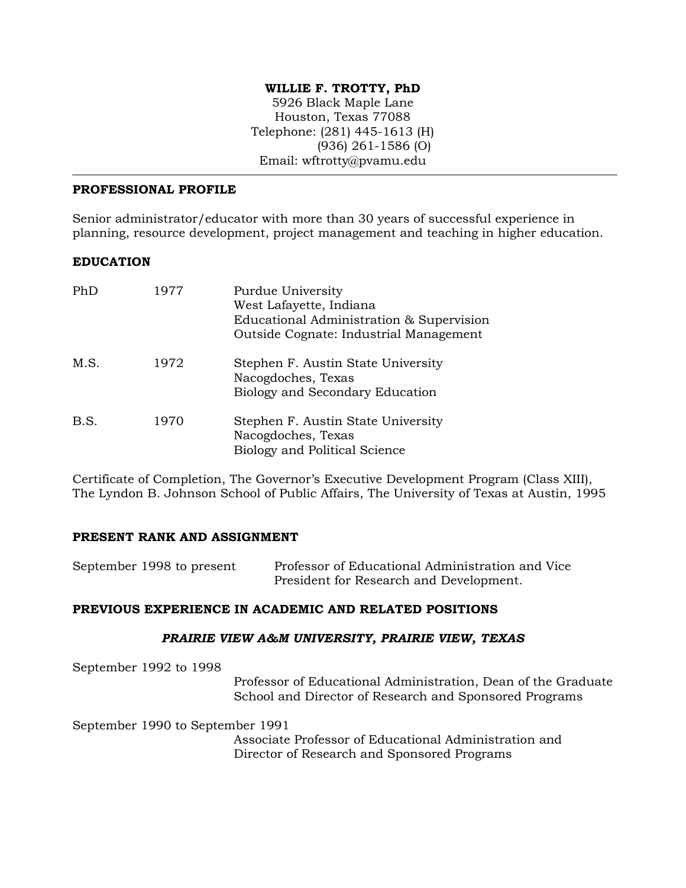**WILLIE F. TROTTY, PhD**
5926 Black Maple Lane
Houston, Texas 77088
Telephone: (281) 445-1613 (H)
(936) 261-1586 (O)
Email: wftrotty@pvamu.edu

---

## PROFESSIONAL PROFILE

Senior administrator/educator with more than 30 years of successful experience in planning, resource development, project management and teaching in higher education.

## EDUCATION

| | | |
|---|---|---|
| PhD | 1977 | Purdue University<br>West Lafayette, Indiana<br>Educational Administration & Supervision<br>Outside Cognate: Industrial Management |
| M.S. | 1972 | Stephen F. Austin State University<br>Nacogdoches, Texas<br>Biology and Secondary Education |
| B.S. | 1970 | Stephen F. Austin State University<br>Nacogdoches, Texas<br>Biology and Political Science |

Certificate of Completion, The Governor's Executive Development Program (Class XIII), The Lyndon B. Johnson School of Public Affairs, The University of Texas at Austin, 1995

## PRESENT RANK AND ASSIGNMENT

September 1998 to present — Professor of Educational Administration and Vice President for Research and Development.

## PREVIOUS EXPERIENCE IN ACADEMIC AND RELATED POSITIONS

### *PRAIRIE VIEW A&M UNIVERSITY, PRAIRIE VIEW, TEXAS*

September 1992 to 1998
Professor of Educational Administration, Dean of the Graduate School and Director of Research and Sponsored Programs

September 1990 to September 1991
Associate Professor of Educational Administration and Director of Research and Sponsored Programs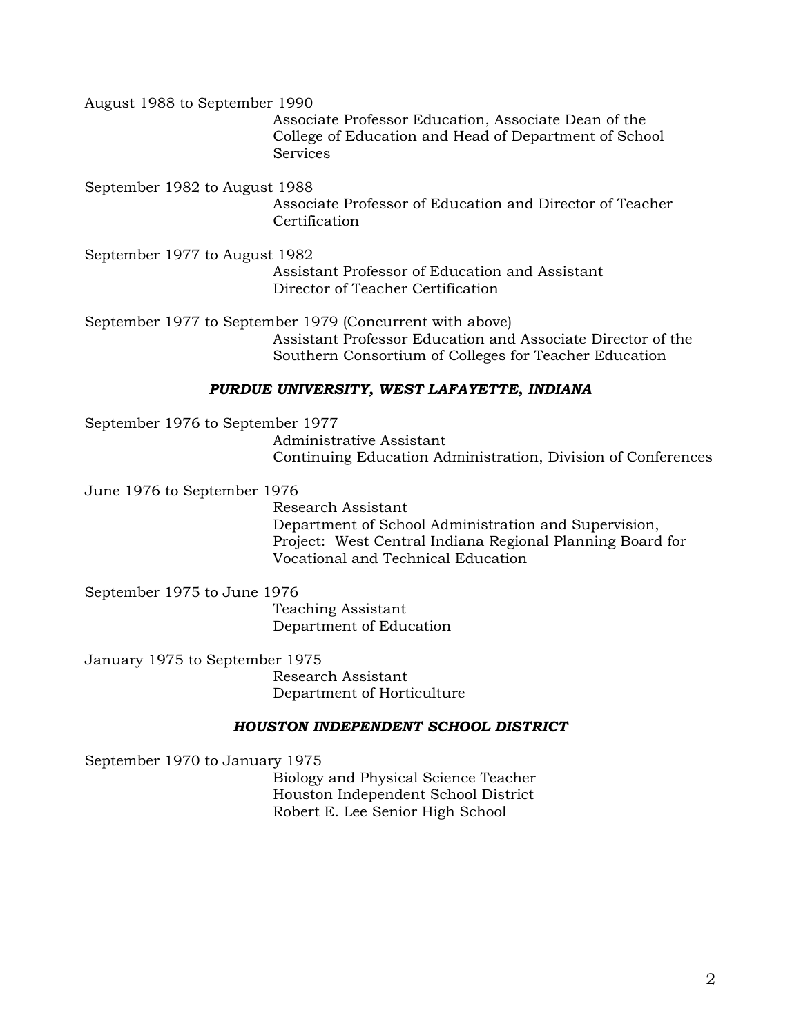August 1988 to September 1990

Associate Professor Education, Associate Dean of the College of Education and Head of Department of School Services

September 1982 to August 1988

Associate Professor of Education and Director of Teacher Certification

September 1977 to August 1982

Assistant Professor of Education and Assistant Director of Teacher Certification

September 1977 to September 1979 (Concurrent with above)

Assistant Professor Education and Associate Director of the Southern Consortium of Colleges for Teacher Education

### *PURDUE UNIVERSITY, WEST LAFAYETTE, INDIANA*

September 1976 to September 1977

Administrative Assistant
Continuing Education Administration, Division of Conferences

June 1976 to September 1976

Research Assistant
Department of School Administration and Supervision,
Project: West Central Indiana Regional Planning Board for Vocational and Technical Education

September 1975 to June 1976

Teaching Assistant
Department of Education

January 1975 to September 1975

Research Assistant
Department of Horticulture

### *HOUSTON INDEPENDENT SCHOOL DISTRICT*

September 1970 to January 1975

Biology and Physical Science Teacher
Houston Independent School District
Robert E. Lee Senior High School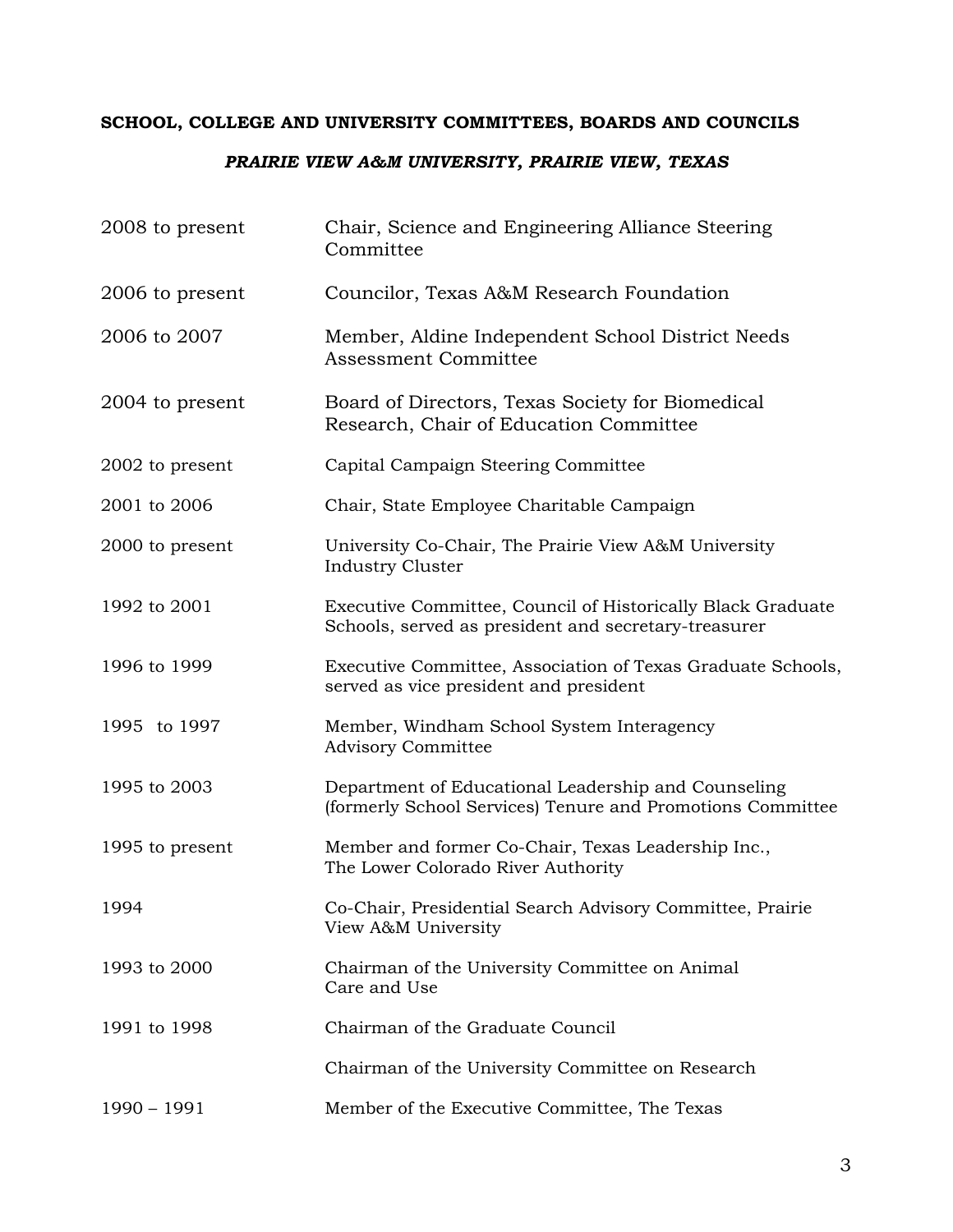**SCHOOL, COLLEGE AND UNIVERSITY COMMITTEES, BOARDS AND COUNCILS**

***PRAIRIE VIEW A&M UNIVERSITY, PRAIRIE VIEW, TEXAS***

| | |
|---|---|
| 2008 to present | Chair, Science and Engineering Alliance Steering Committee |
| 2006 to present | Councilor, Texas A&M Research Foundation |
| 2006 to 2007 | Member, Aldine Independent School District Needs Assessment Committee |
| 2004 to present | Board of Directors, Texas Society for Biomedical Research, Chair of Education Committee |
| 2002 to present | Capital Campaign Steering Committee |
| 2001 to 2006 | Chair, State Employee Charitable Campaign |
| 2000 to present | University Co-Chair, The Prairie View A&M University Industry Cluster |
| 1992 to 2001 | Executive Committee, Council of Historically Black Graduate Schools, served as president and secretary-treasurer |
| 1996 to 1999 | Executive Committee, Association of Texas Graduate Schools, served as vice president and president |
| 1995 to 1997 | Member, Windham School System Interagency Advisory Committee |
| 1995 to 2003 | Department of Educational Leadership and Counseling (formerly School Services) Tenure and Promotions Committee |
| 1995 to present | Member and former Co-Chair, Texas Leadership Inc., The Lower Colorado River Authority |
| 1994 | Co-Chair, Presidential Search Advisory Committee, Prairie View A&M University |
| 1993 to 2000 | Chairman of the University Committee on Animal Care and Use |
| 1991 to 1998 | Chairman of the Graduate Council |
| | Chairman of the University Committee on Research |
| 1990 – 1991 | Member of the Executive Committee, The Texas |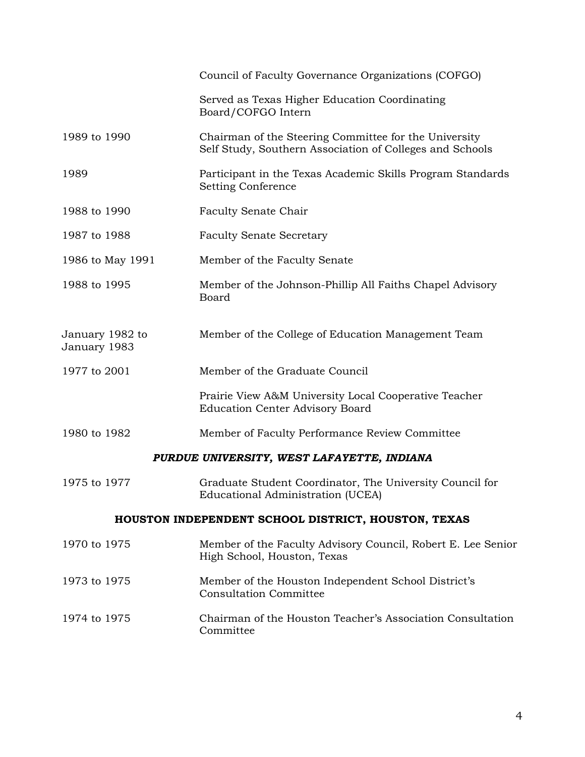| | |
|---|---|
| | Council of Faculty Governance Organizations (COFGO) |
| | Served as Texas Higher Education Coordinating Board/COFGO Intern |
| 1989 to 1990 | Chairman of the Steering Committee for the University Self Study, Southern Association of Colleges and Schools |
| 1989 | Participant in the Texas Academic Skills Program Standards Setting Conference |
| 1988 to 1990 | Faculty Senate Chair |
| 1987 to 1988 | Faculty Senate Secretary |
| 1986 to May 1991 | Member of the Faculty Senate |
| 1988 to 1995 | Member of the Johnson-Phillip All Faiths Chapel Advisory Board |
| January 1982 to January 1983 | Member of the College of Education Management Team |
| 1977 to 2001 | Member of the Graduate Council |
| | Prairie View A&M University Local Cooperative Teacher Education Center Advisory Board |
| 1980 to 1982 | Member of Faculty Performance Review Committee |

***PURDUE UNIVERSITY, WEST LAFAYETTE, INDIANA***

| | |
|---|---|
| 1975 to 1977 | Graduate Student Coordinator, The University Council for Educational Administration (UCEA) |

**HOUSTON INDEPENDENT SCHOOL DISTRICT, HOUSTON, TEXAS**

| | |
|---|---|
| 1970 to 1975 | Member of the Faculty Advisory Council, Robert E. Lee Senior High School, Houston, Texas |
| 1973 to 1975 | Member of the Houston Independent School District's Consultation Committee |
| 1974 to 1975 | Chairman of the Houston Teacher's Association Consultation Committee |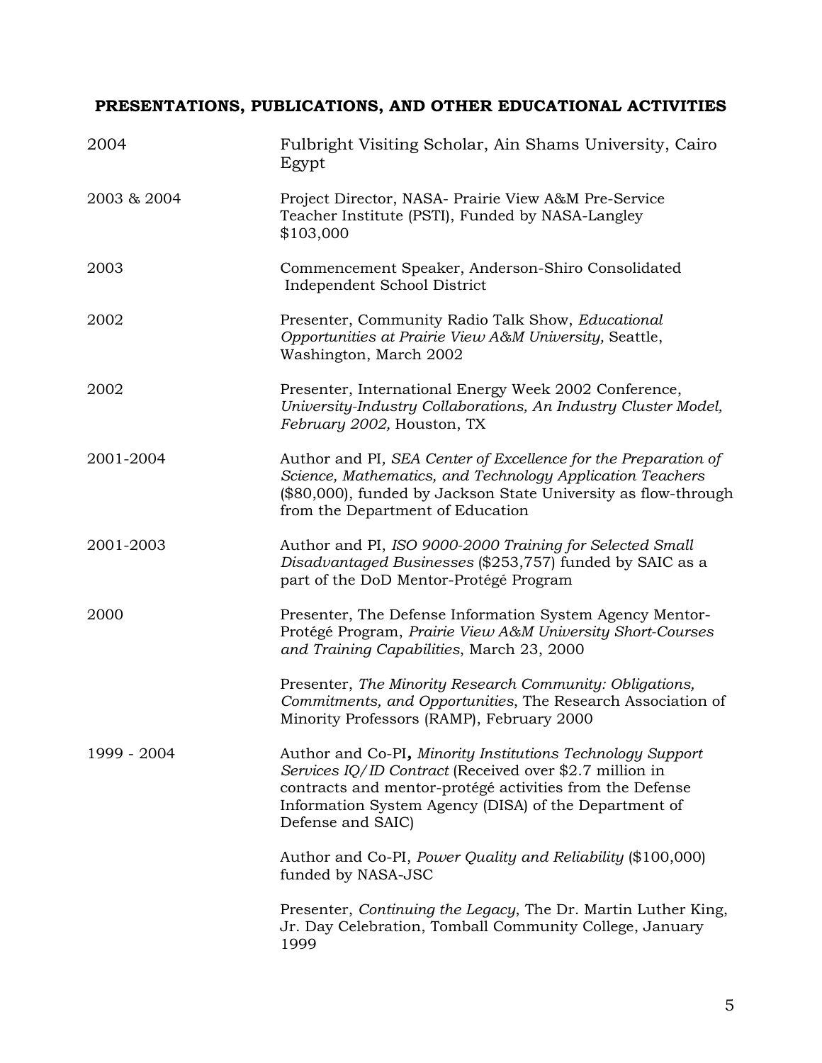## PRESENTATIONS, PUBLICATIONS, AND OTHER EDUCATIONAL ACTIVITIES

| | |
|---|---|
| 2004 | Fulbright Visiting Scholar, Ain Shams University, Cairo Egypt |
| 2003 & 2004 | Project Director, NASA- Prairie View A&M Pre-Service Teacher Institute (PSTI), Funded by NASA-Langley $103,000 |
| 2003 | Commencement Speaker, Anderson-Shiro Consolidated Independent School District |
| 2002 | Presenter, Community Radio Talk Show, *Educational Opportunities at Prairie View A&M University,* Seattle, Washington, March 2002 |
| 2002 | Presenter, International Energy Week 2002 Conference, *University-Industry Collaborations, An Industry Cluster Model, February 2002,* Houston, TX |
| 2001-2004 | Author and PI*, SEA Center of Excellence for the Preparation of Science, Mathematics, and Technology Application Teachers* ($80,000), funded by Jackson State University as flow-through from the Department of Education |
| 2001-2003 | Author and PI, *ISO 9000-2000 Training for Selected Small Disadvantaged Businesses* ($253,757) funded by SAIC as a part of the DoD Mentor-Protégé Program |
| 2000 | Presenter, The Defense Information System Agency Mentor-Protégé Program, *Prairie View A&M University Short-Courses and Training Capabilities*, March 23, 2000 |
| | Presenter, *The Minority Research Community: Obligations, Commitments, and Opportunities*, The Research Association of Minority Professors (RAMP), February 2000 |
| 1999 - 2004 | Author and Co-PI**,** *Minority Institutions Technology Support Services IQ/ID Contract* (Received over $2.7 million in contracts and mentor-protégé activities from the Defense Information System Agency (DISA) of the Department of Defense and SAIC) |
| | Author and Co-PI, *Power Quality and Reliability* ($100,000) funded by NASA-JSC |
| | Presenter, *Continuing the Legacy*, The Dr. Martin Luther King, Jr. Day Celebration, Tomball Community College, January 1999 |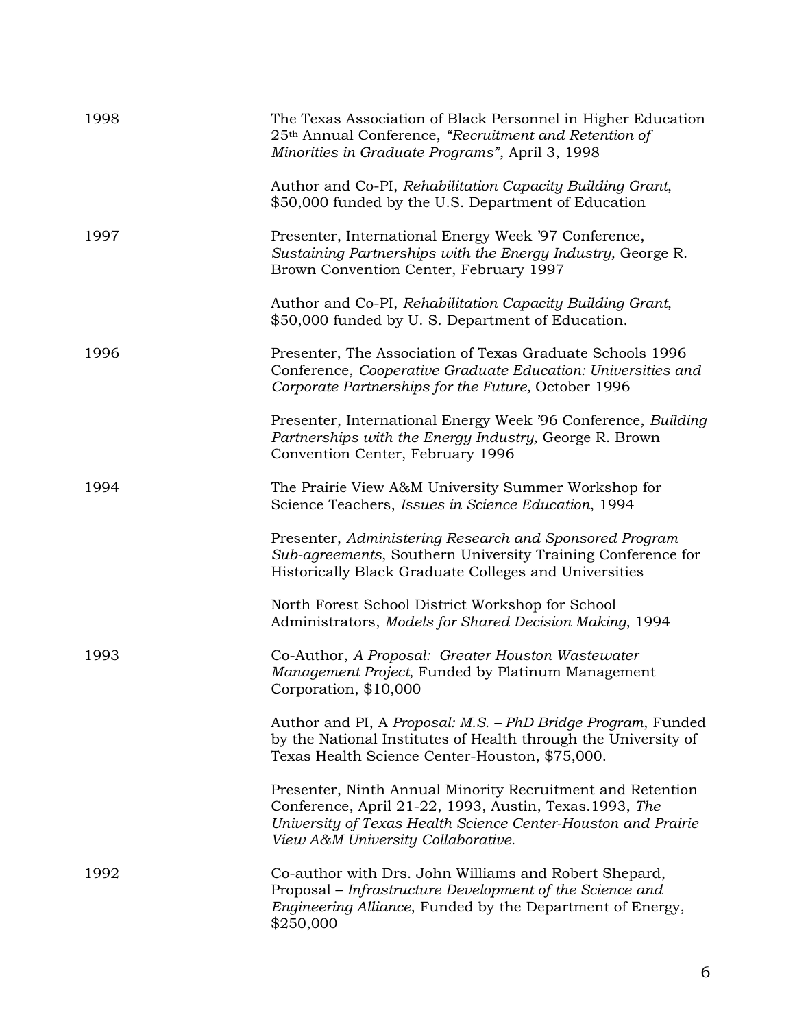1998

The Texas Association of Black Personnel in Higher Education 25th Annual Conference, *"Recruitment and Retention of Minorities in Graduate Programs"*, April 3, 1998

Author and Co-PI, *Rehabilitation Capacity Building Grant*, $50,000 funded by the U.S. Department of Education

1997

Presenter, International Energy Week '97 Conference, *Sustaining Partnerships with the Energy Industry,* George R. Brown Convention Center, February 1997

Author and Co-PI, *Rehabilitation Capacity Building Grant*, $50,000 funded by U. S. Department of Education.

1996

Presenter, The Association of Texas Graduate Schools 1996 Conference, *Cooperative Graduate Education: Universities and Corporate Partnerships for the Future,* October 1996

Presenter, International Energy Week '96 Conference, *Building Partnerships with the Energy Industry,* George R. Brown Convention Center, February 1996

1994

The Prairie View A&M University Summer Workshop for Science Teachers, *Issues in Science Education*, 1994

Presenter, *Administering Research and Sponsored Program Sub-agreements,* Southern University Training Conference for Historically Black Graduate Colleges and Universities

North Forest School District Workshop for School Administrators, *Models for Shared Decision Making*, 1994

1993

Co-Author, *A Proposal: Greater Houston Wastewater Management Project*, Funded by Platinum Management Corporation, $10,000

Author and PI, A *Proposal: M.S. – PhD Bridge Program*, Funded by the National Institutes of Health through the University of Texas Health Science Center-Houston, $75,000.

Presenter, Ninth Annual Minority Recruitment and Retention Conference, April 21-22, 1993, Austin, Texas.1993, *The University of Texas Health Science Center-Houston and Prairie View A&M University Collaborative.*

1992

Co-author with Drs. John Williams and Robert Shepard, Proposal – *Infrastructure Development of the Science and Engineering Alliance*, Funded by the Department of Energy, $250,000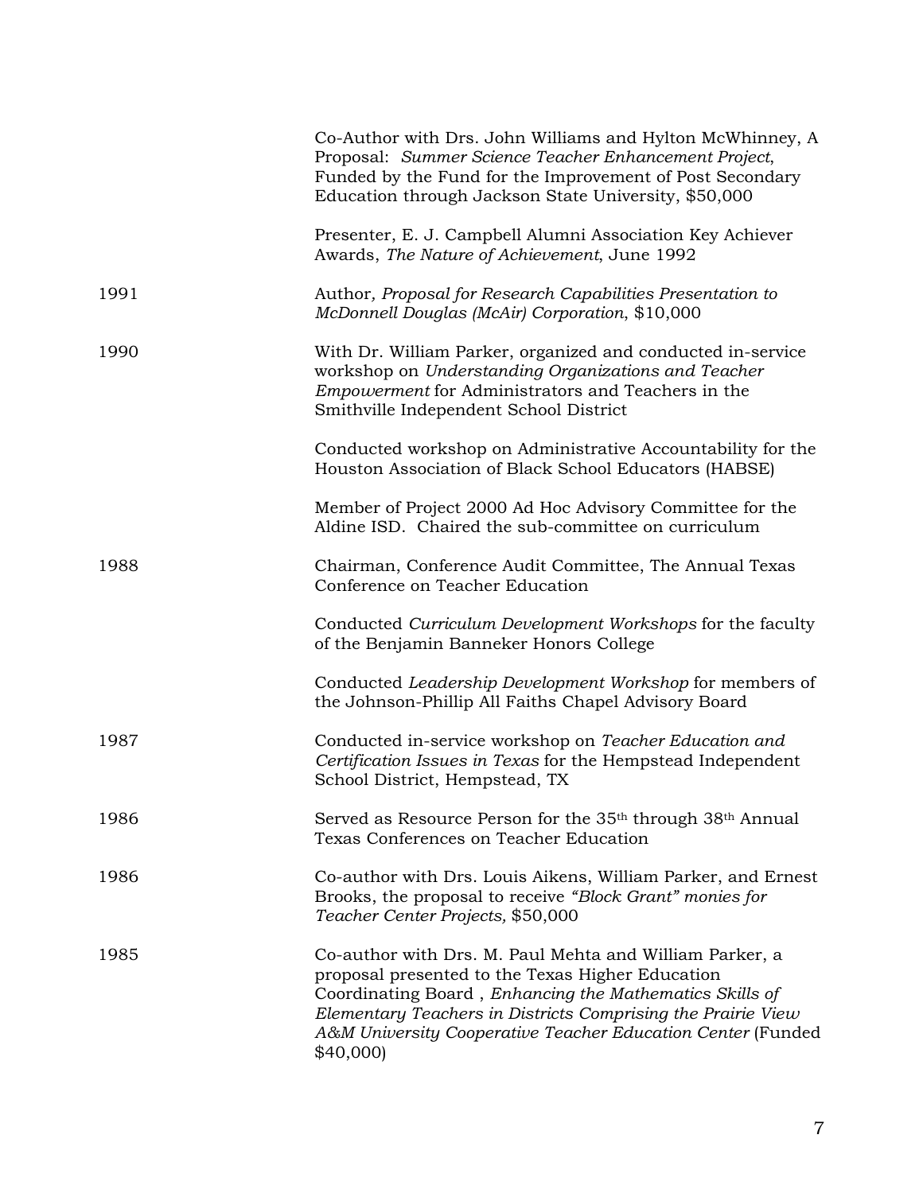| | |
|---|---|
| | Co-Author with Drs. John Williams and Hylton McWhinney, A Proposal: *Summer Science Teacher Enhancement Project*, Funded by the Fund for the Improvement of Post Secondary Education through Jackson State University, $50,000 |
| | Presenter, E. J. Campbell Alumni Association Key Achiever Awards, *The Nature of Achievement*, June 1992 |
| 1991 | Author*, Proposal for Research Capabilities Presentation to McDonnell Douglas (McAir) Corporation*, $10,000 |
| 1990 | With Dr. William Parker, organized and conducted in-service workshop on *Understanding Organizations and Teacher Empowerment* for Administrators and Teachers in the Smithville Independent School District |
| | Conducted workshop on Administrative Accountability for the Houston Association of Black School Educators (HABSE) |
| | Member of Project 2000 Ad Hoc Advisory Committee for the Aldine ISD. Chaired the sub-committee on curriculum |
| 1988 | Chairman, Conference Audit Committee, The Annual Texas Conference on Teacher Education |
| | Conducted *Curriculum Development Workshops* for the faculty of the Benjamin Banneker Honors College |
| | Conducted *Leadership Development Workshop* for members of the Johnson-Phillip All Faiths Chapel Advisory Board |
| 1987 | Conducted in-service workshop on *Teacher Education and Certification Issues in Texas* for the Hempstead Independent School District, Hempstead, TX |
| 1986 | Served as Resource Person for the 35th through 38th Annual Texas Conferences on Teacher Education |
| 1986 | Co-author with Drs. Louis Aikens, William Parker, and Ernest Brooks, the proposal to receive *"Block Grant" monies for Teacher Center Projects,* $50,000 |
| 1985 | Co-author with Drs. M. Paul Mehta and William Parker, a proposal presented to the Texas Higher Education Coordinating Board , *Enhancing the Mathematics Skills of Elementary Teachers in Districts Comprising the Prairie View A&M University Cooperative Teacher Education Center* (Funded $40,000) |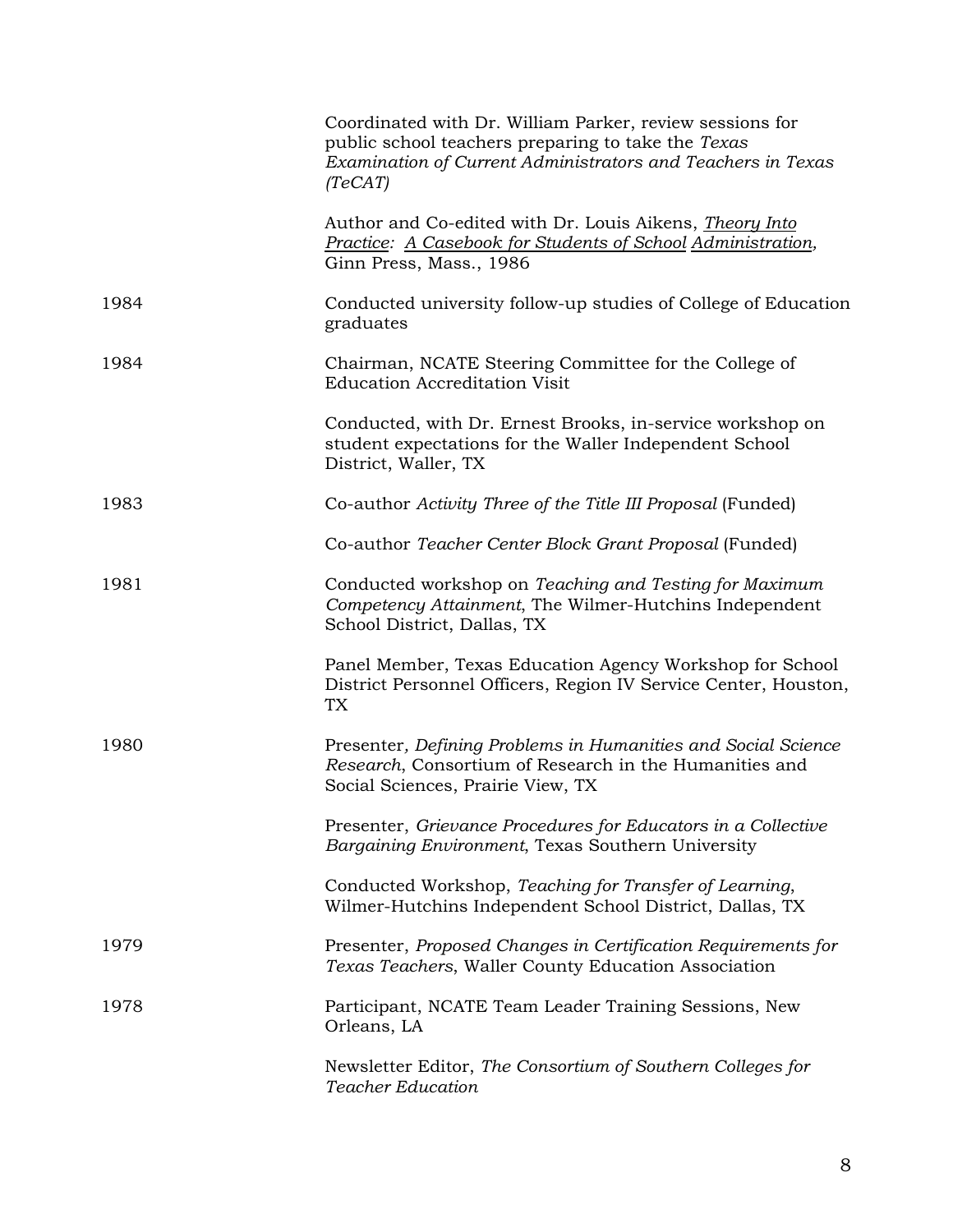| | |
|---|---|
| | Coordinated with Dr. William Parker, review sessions for public school teachers preparing to take the *Texas Examination of Current Administrators and Teachers in Texas (TeCAT)* |
| | Author and Co-edited with Dr. Louis Aikens, *Theory Into Practice: A Casebook for Students of School Administration*, Ginn Press, Mass., 1986 |
| 1984 | Conducted university follow-up studies of College of Education graduates |
| 1984 | Chairman, NCATE Steering Committee for the College of Education Accreditation Visit |
| | Conducted, with Dr. Ernest Brooks, in-service workshop on student expectations for the Waller Independent School District, Waller, TX |
| 1983 | Co-author *Activity Three of the Title III Proposal* (Funded) |
| | Co-author *Teacher Center Block Grant Proposal* (Funded) |
| 1981 | Conducted workshop on *Teaching and Testing for Maximum Competency Attainment*, The Wilmer-Hutchins Independent School District, Dallas, TX |
| | Panel Member, Texas Education Agency Workshop for School District Personnel Officers, Region IV Service Center, Houston, TX |
| 1980 | Presenter, *Defining Problems in Humanities and Social Science Research*, Consortium of Research in the Humanities and Social Sciences, Prairie View, TX |
| | Presenter, *Grievance Procedures for Educators in a Collective Bargaining Environment*, Texas Southern University |
| | Conducted Workshop, *Teaching for Transfer of Learning*, Wilmer-Hutchins Independent School District, Dallas, TX |
| 1979 | Presenter, *Proposed Changes in Certification Requirements for Texas Teachers*, Waller County Education Association |
| 1978 | Participant, NCATE Team Leader Training Sessions, New Orleans, LA |
| | Newsletter Editor, *The Consortium of Southern Colleges for Teacher Education* |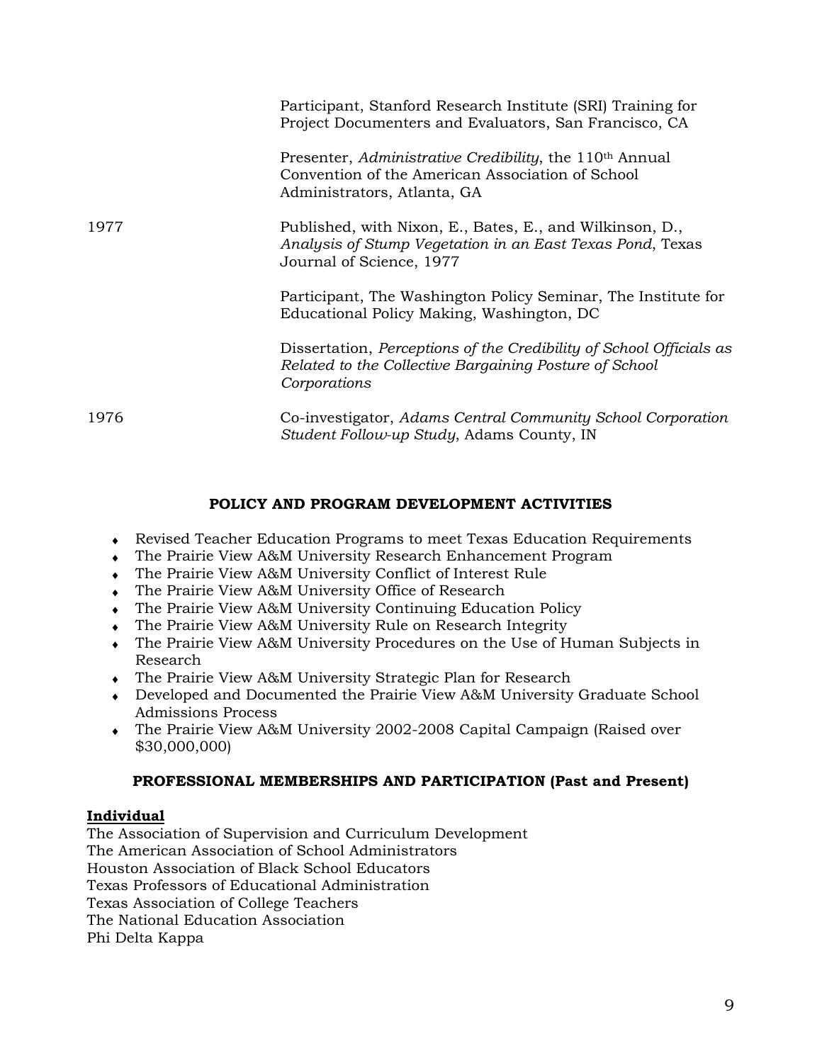| | |
|---|---|
| | Participant, Stanford Research Institute (SRI) Training for Project Documenters and Evaluators, San Francisco, CA |
| | Presenter, *Administrative Credibility*, the 110th Annual Convention of the American Association of School Administrators, Atlanta, GA |
| 1977 | Published, with Nixon, E., Bates, E., and Wilkinson, D., *Analysis of Stump Vegetation in an East Texas Pond*, Texas Journal of Science, 1977 |
| | Participant, The Washington Policy Seminar, The Institute for Educational Policy Making, Washington, DC |
| | Dissertation, *Perceptions of the Credibility of School Officials as Related to the Collective Bargaining Posture of School Corporations* |
| 1976 | Co-investigator, *Adams Central Community School Corporation Student Follow-up Study*, Adams County, IN |

## POLICY AND PROGRAM DEVELOPMENT ACTIVITIES

- Revised Teacher Education Programs to meet Texas Education Requirements
- The Prairie View A&M University Research Enhancement Program
- The Prairie View A&M University Conflict of Interest Rule
- The Prairie View A&M University Office of Research
- The Prairie View A&M University Continuing Education Policy
- The Prairie View A&M University Rule on Research Integrity
- The Prairie View A&M University Procedures on the Use of Human Subjects in Research
- The Prairie View A&M University Strategic Plan for Research
- Developed and Documented the Prairie View A&M University Graduate School Admissions Process
- The Prairie View A&M University 2002-2008 Capital Campaign (Raised over $30,000,000)

## PROFESSIONAL MEMBERSHIPS AND PARTICIPATION (Past and Present)

**Individual**

The Association of Supervision and Curriculum Development
The American Association of School Administrators
Houston Association of Black School Educators
Texas Professors of Educational Administration
Texas Association of College Teachers
The National Education Association
Phi Delta Kappa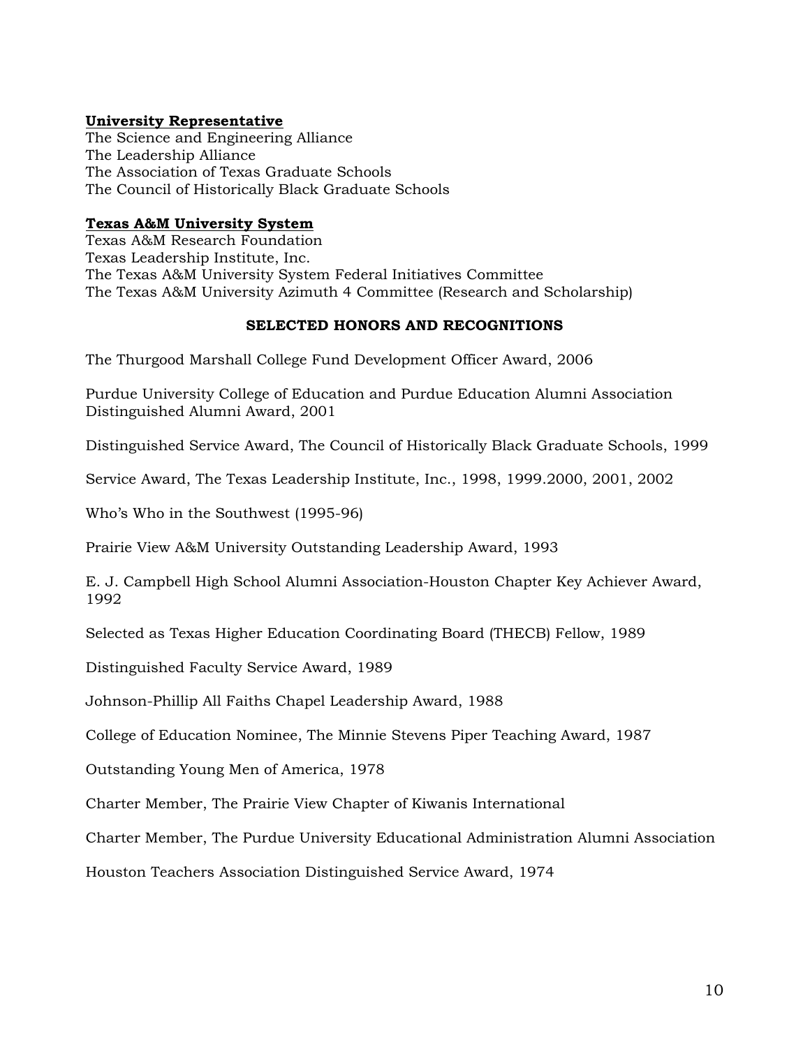**University Representative**

The Science and Engineering Alliance
The Leadership Alliance
The Association of Texas Graduate Schools
The Council of Historically Black Graduate Schools

**Texas A&M University System**

Texas A&M Research Foundation
Texas Leadership Institute, Inc.
The Texas A&M University System Federal Initiatives Committee
The Texas A&M University Azimuth 4 Committee (Research and Scholarship)

## SELECTED HONORS AND RECOGNITIONS

The Thurgood Marshall College Fund Development Officer Award, 2006

Purdue University College of Education and Purdue Education Alumni Association Distinguished Alumni Award, 2001

Distinguished Service Award, The Council of Historically Black Graduate Schools, 1999

Service Award, The Texas Leadership Institute, Inc., 1998, 1999.2000, 2001, 2002

Who's Who in the Southwest (1995-96)

Prairie View A&M University Outstanding Leadership Award, 1993

E. J. Campbell High School Alumni Association-Houston Chapter Key Achiever Award, 1992

Selected as Texas Higher Education Coordinating Board (THECB) Fellow, 1989

Distinguished Faculty Service Award, 1989

Johnson-Phillip All Faiths Chapel Leadership Award, 1988

College of Education Nominee, The Minnie Stevens Piper Teaching Award, 1987

Outstanding Young Men of America, 1978

Charter Member, The Prairie View Chapter of Kiwanis International

Charter Member, The Purdue University Educational Administration Alumni Association

Houston Teachers Association Distinguished Service Award, 1974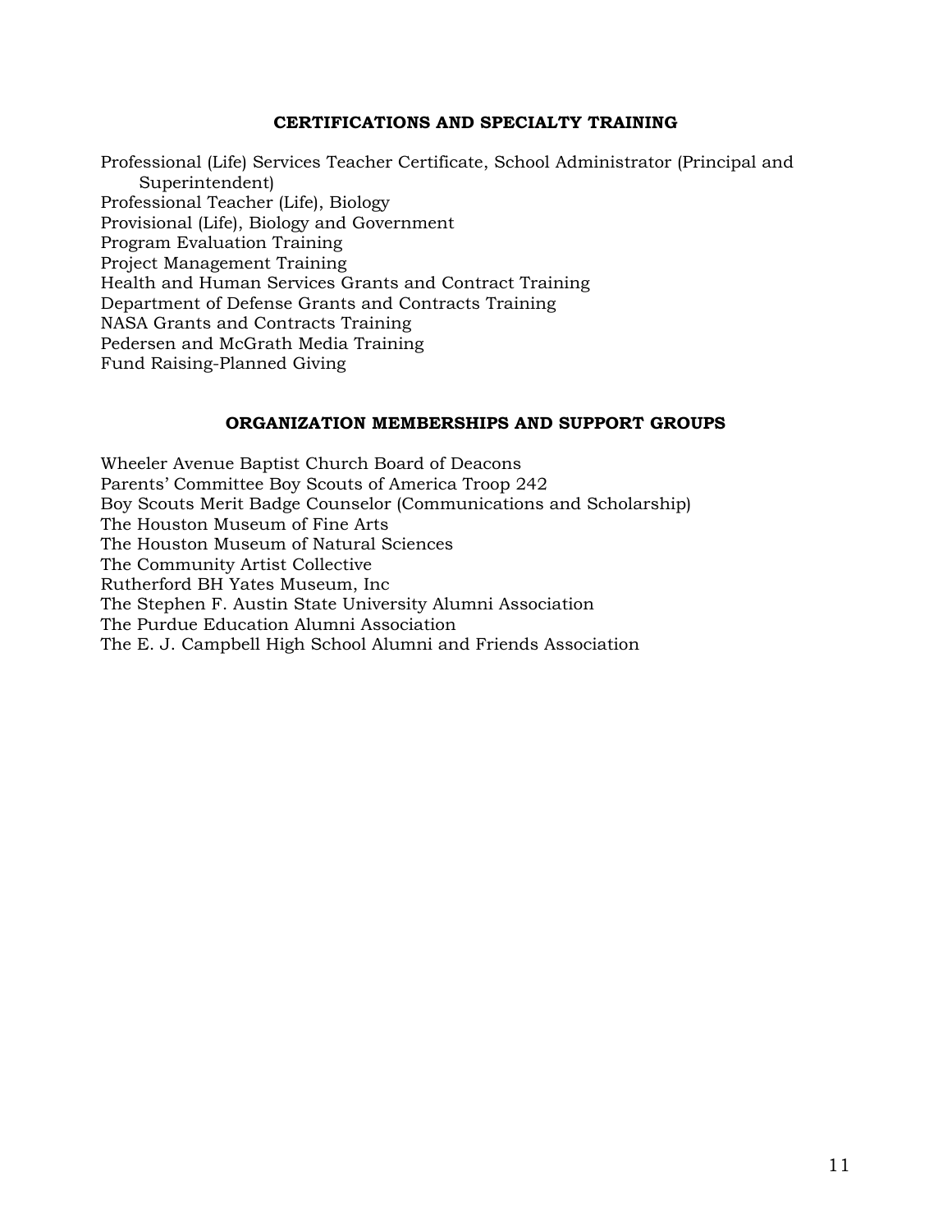## CERTIFICATIONS AND SPECIALTY TRAINING

Professional (Life) Services Teacher Certificate, School Administrator (Principal and Superintendent)
Professional Teacher (Life), Biology
Provisional (Life), Biology and Government
Program Evaluation Training
Project Management Training
Health and Human Services Grants and Contract Training
Department of Defense Grants and Contracts Training
NASA Grants and Contracts Training
Pedersen and McGrath Media Training
Fund Raising-Planned Giving

## ORGANIZATION MEMBERSHIPS AND SUPPORT GROUPS

Wheeler Avenue Baptist Church Board of Deacons
Parents' Committee Boy Scouts of America Troop 242
Boy Scouts Merit Badge Counselor (Communications and Scholarship)
The Houston Museum of Fine Arts
The Houston Museum of Natural Sciences
The Community Artist Collective
Rutherford BH Yates Museum, Inc
The Stephen F. Austin State University Alumni Association
The Purdue Education Alumni Association
The E. J. Campbell High School Alumni and Friends Association